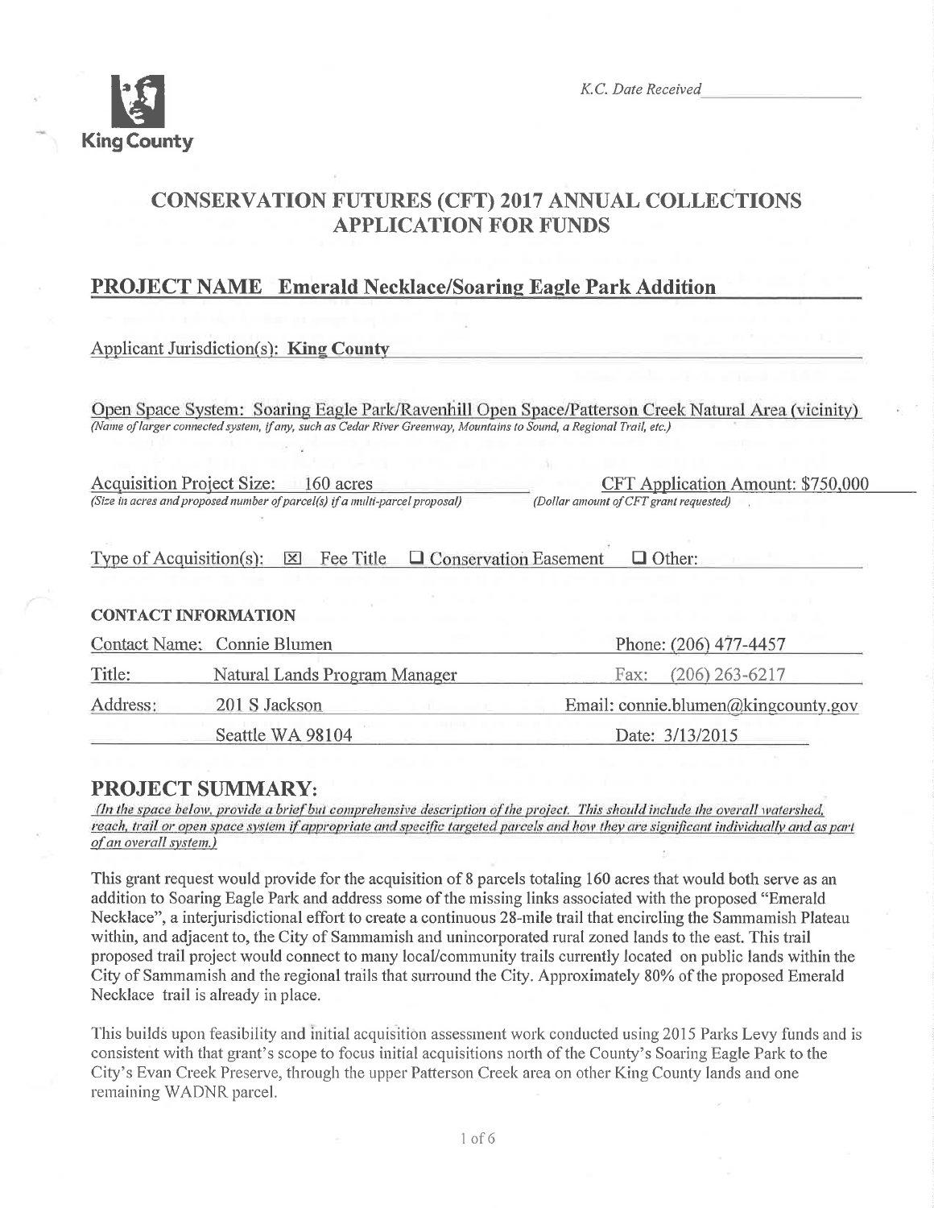King County

*K.C. Date Received*

# CONSERVATION FUTURES (CFT) 2017 ANNUAL COLLECTIONS APPLICATION FOR FUNDS

## PROJECT NAME Emerald Necklace/Soaring Eagle Park Addition

Applicant Jurisdiction(s): **King County**

Open Space System: Soaring Eagle Park/Ravenhill Open Space/Patterson Creek Natural Area (vicinity)
*(Name of larger connected system, if any, such as Cedar River Greenway, Mountains to Sound, a Regional Trail, etc.)*

Acquisition Project Size: 160 acres
*(Size in acres and proposed number of parcel(s) if a multi-parcel proposal)*

CFT Application Amount: $750,000
*(Dollar amount of CFT grant requested)*

Type of Acquisition(s): ☒ Fee Title ☐ Conservation Easement ☐ Other:

### CONTACT INFORMATION

| | | |
|---|---|---|
| Contact Name: | Connie Blumen | Phone: (206) 477-4457 |
| Title: | Natural Lands Program Manager | Fax: (206) 263-6217 |
| Address: | 201 S Jackson | Email: connie.blumen@kingcounty.gov |
| | Seattle WA 98104 | Date: 3/13/2015 |

## PROJECT SUMMARY:

*(In the space below, provide a brief but comprehensive description of the project. This should include the overall watershed, reach, trail or open space system if appropriate and specific targeted parcels and how they are significant individually and as part of an overall system.)*

This grant request would provide for the acquisition of 8 parcels totaling 160 acres that would both serve as an addition to Soaring Eagle Park and address some of the missing links associated with the proposed "Emerald Necklace", a interjurisdictional effort to create a continuous 28-mile trail that encircling the Sammamish Plateau within, and adjacent to, the City of Sammamish and unincorporated rural zoned lands to the east. This trail proposed trail project would connect to many local/community trails currently located on public lands within the City of Sammamish and the regional trails that surround the City. Approximately 80% of the proposed Emerald Necklace trail is already in place.

This builds upon feasibility and initial acquisition assessment work conducted using 2015 Parks Levy funds and is consistent with that grant's scope to focus initial acquisitions north of the County's Soaring Eagle Park to the City's Evan Creek Preserve, through the upper Patterson Creek area on other King County lands and one remaining WADNR parcel.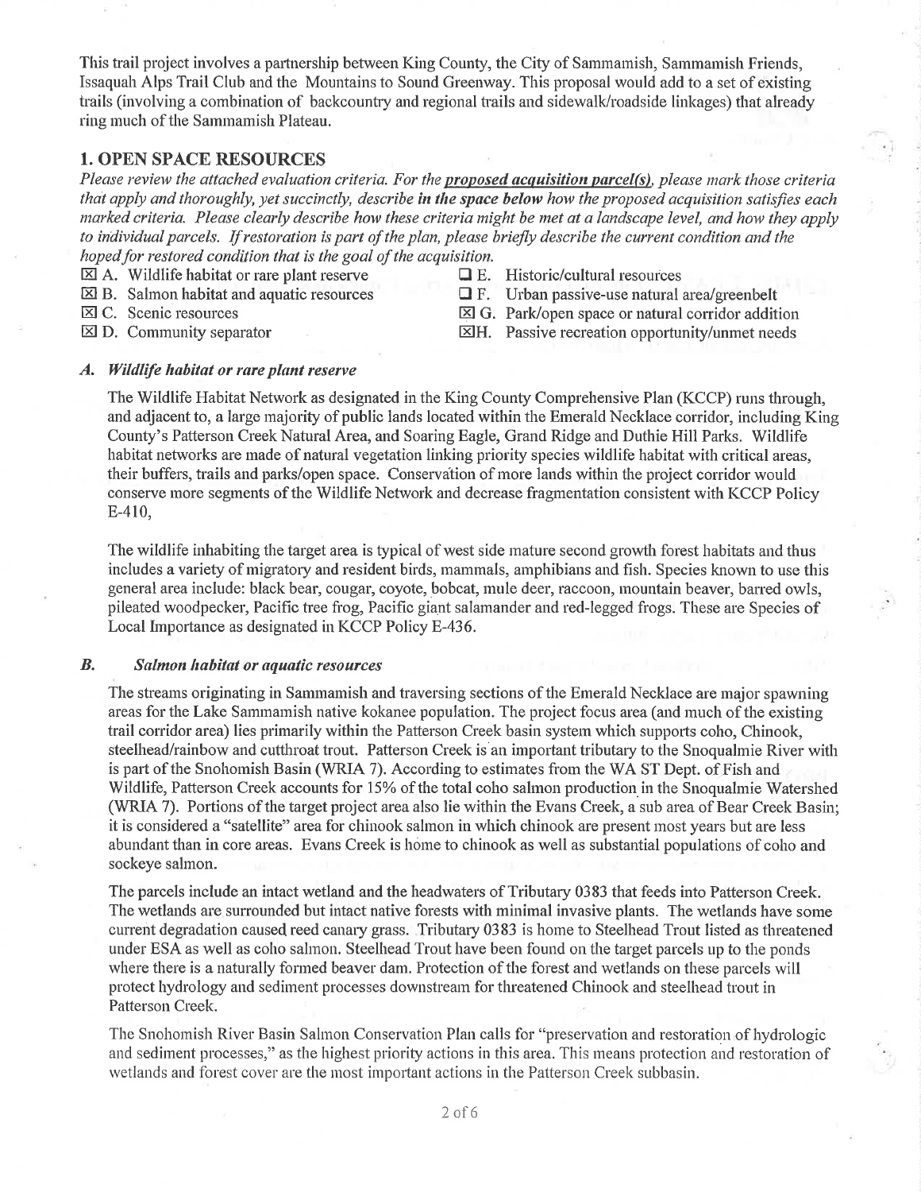This trail project involves a partnership between King County, the City of Sammamish, Sammamish Friends, Issaquah Alps Trail Club and the Mountains to Sound Greenway. This proposal would add to a set of existing trails (involving a combination of backcountry and regional trails and sidewalk/roadside linkages) that already ring much of the Sammamish Plateau.

## 1. OPEN SPACE RESOURCES

*Please review the attached evaluation criteria. For the **proposed acquisition parcel(s)**, please mark those criteria that apply and thoroughly, yet succinctly, describe **in the space below** how the proposed acquisition satisfies each marked criteria. Please clearly describe how these criteria might be met at a landscape level, and how they apply to individual parcels. If restoration is part of the plan, please briefly describe the current condition and the hoped for restored condition that is the goal of the acquisition.*

- ☒ A. Wildlife habitat or rare plant reserve
- ☒ B. Salmon habitat and aquatic resources
- ☒ C. Scenic resources
- ☒ D. Community separator
- ☐ E. Historic/cultural resources
- ☐ F. Urban passive-use natural area/greenbelt
- ☒ G. Park/open space or natural corridor addition
- ☒ H. Passive recreation opportunity/unmet needs

### *A. Wildlife habitat or rare plant reserve*

The Wildlife Habitat Network as designated in the King County Comprehensive Plan (KCCP) runs through, and adjacent to, a large majority of public lands located within the Emerald Necklace corridor, including King County's Patterson Creek Natural Area, and Soaring Eagle, Grand Ridge and Duthie Hill Parks. Wildlife habitat networks are made of natural vegetation linking priority species wildlife habitat with critical areas, their buffers, trails and parks/open space. Conservation of more lands within the project corridor would conserve more segments of the Wildlife Network and decrease fragmentation consistent with KCCP Policy E-410,

The wildlife inhabiting the target area is typical of west side mature second growth forest habitats and thus includes a variety of migratory and resident birds, mammals, amphibians and fish. Species known to use this general area include: black bear, cougar, coyote, bobcat, mule deer, raccoon, mountain beaver, barred owls, pileated woodpecker, Pacific tree frog, Pacific giant salamander and red-legged frogs. These are Species of Local Importance as designated in KCCP Policy E-436.

### *B. Salmon habitat or aquatic resources*

The streams originating in Sammamish and traversing sections of the Emerald Necklace are major spawning areas for the Lake Sammamish native kokanee population. The project focus area (and much of the existing trail corridor area) lies primarily within the Patterson Creek basin system which supports coho, Chinook, steelhead/rainbow and cutthroat trout. Patterson Creek is an important tributary to the Snoqualmie River with is part of the Snohomish Basin (WRIA 7). According to estimates from the WA ST Dept. of Fish and Wildlife, Patterson Creek accounts for 15% of the total coho salmon production in the Snoqualmie Watershed (WRIA 7). Portions of the target project area also lie within the Evans Creek, a sub area of Bear Creek Basin; it is considered a "satellite" area for chinook salmon in which chinook are present most years but are less abundant than in core areas. Evans Creek is home to chinook as well as substantial populations of coho and sockeye salmon.

The parcels include an intact wetland and the headwaters of Tributary 0383 that feeds into Patterson Creek. The wetlands are surrounded but intact native forests with minimal invasive plants. The wetlands have some current degradation caused reed canary grass. Tributary 0383 is home to Steelhead Trout listed as threatened under ESA as well as coho salmon. Steelhead Trout have been found on the target parcels up to the ponds where there is a naturally formed beaver dam. Protection of the forest and wetlands on these parcels will protect hydrology and sediment processes downstream for threatened Chinook and steelhead trout in Patterson Creek.

The Snohomish River Basin Salmon Conservation Plan calls for "preservation and restoration of hydrologic and sediment processes," as the highest priority actions in this area. This means protection and restoration of wetlands and forest cover are the most important actions in the Patterson Creek subbasin.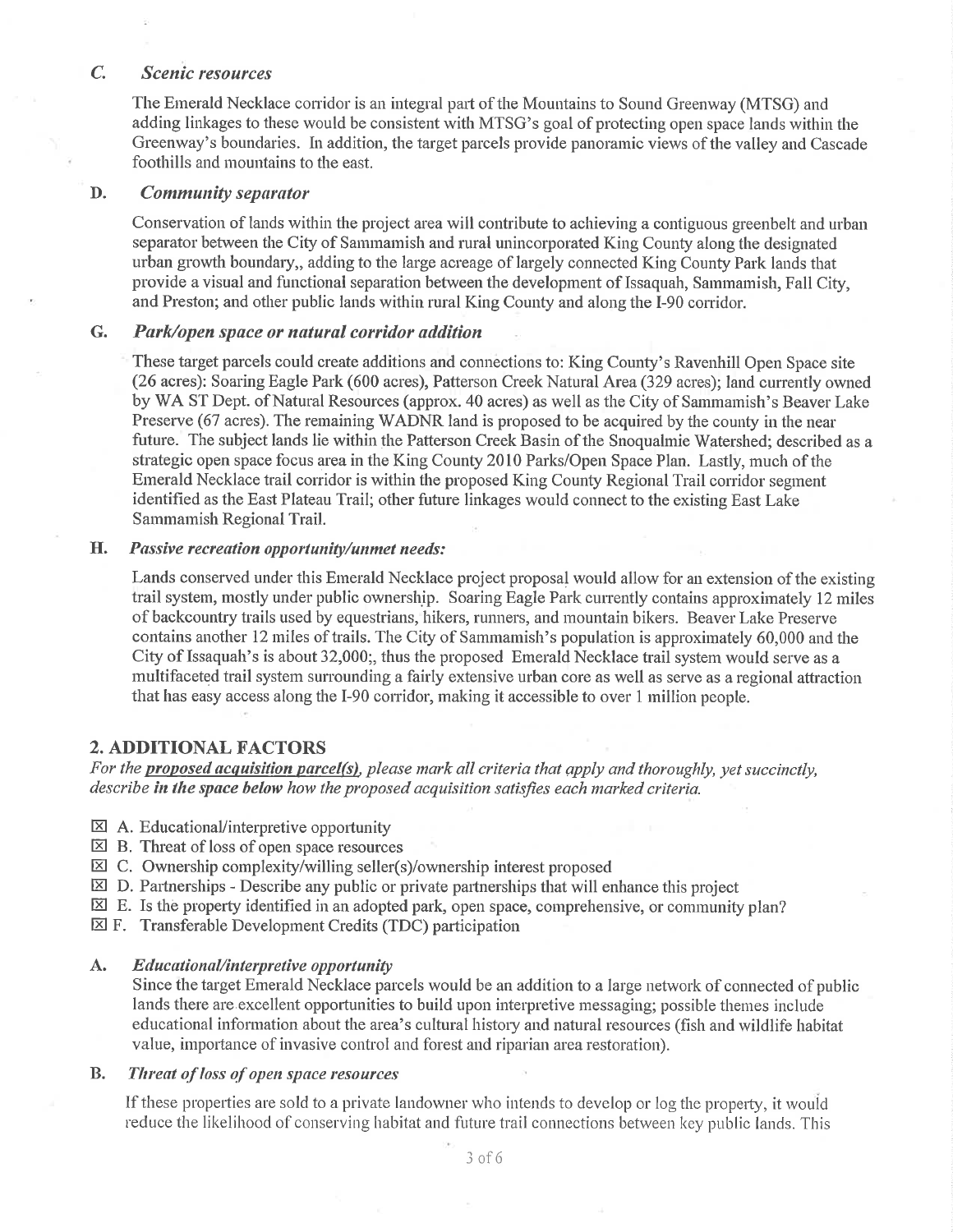### C. *Scenic resources*

The Emerald Necklace corridor is an integral part of the Mountains to Sound Greenway (MTSG) and adding linkages to these would be consistent with MTSG's goal of protecting open space lands within the Greenway's boundaries. In addition, the target parcels provide panoramic views of the valley and Cascade foothills and mountains to the east.

### D. *Community separator*

Conservation of lands within the project area will contribute to achieving a contiguous greenbelt and urban separator between the City of Sammamish and rural unincorporated King County along the designated urban growth boundary,, adding to the large acreage of largely connected King County Park lands that provide a visual and functional separation between the development of Issaquah, Sammamish, Fall City, and Preston; and other public lands within rural King County and along the I-90 corridor.

### G. *Park/open space or natural corridor addition*

These target parcels could create additions and connections to: King County's Ravenhill Open Space site (26 acres): Soaring Eagle Park (600 acres), Patterson Creek Natural Area (329 acres); land currently owned by WA ST Dept. of Natural Resources (approx. 40 acres) as well as the City of Sammamish's Beaver Lake Preserve (67 acres). The remaining WADNR land is proposed to be acquired by the county in the near future. The subject lands lie within the Patterson Creek Basin of the Snoqualmie Watershed; described as a strategic open space focus area in the King County 2010 Parks/Open Space Plan. Lastly, much of the Emerald Necklace trail corridor is within the proposed King County Regional Trail corridor segment identified as the East Plateau Trail; other future linkages would connect to the existing East Lake Sammamish Regional Trail.

### H. *Passive recreation opportunity/unmet needs:*

Lands conserved under this Emerald Necklace project proposal would allow for an extension of the existing trail system, mostly under public ownership. Soaring Eagle Park currently contains approximately 12 miles of backcountry trails used by equestrians, hikers, runners, and mountain bikers. Beaver Lake Preserve contains another 12 miles of trails. The City of Sammamish's population is approximately 60,000 and the City of Issaquah's is about 32,000;, thus the proposed Emerald Necklace trail system would serve as a multifaceted trail system surrounding a fairly extensive urban core as well as serve as a regional attraction that has easy access along the I-90 corridor, making it accessible to over 1 million people.

## 2. ADDITIONAL FACTORS

*For the* ***proposed acquisition parcel(s)****, please mark all criteria that apply and thoroughly, yet succinctly, describe* ***in the space below*** *how the proposed acquisition satisfies each marked criteria.*

- ☒ A. Educational/interpretive opportunity
- ☒ B. Threat of loss of open space resources
- ☒ C. Ownership complexity/willing seller(s)/ownership interest proposed
- ☒ D. Partnerships - Describe any public or private partnerships that will enhance this project
- ☒ E. Is the property identified in an adopted park, open space, comprehensive, or community plan?
- ☒ F. Transferable Development Credits (TDC) participation

### A. *Educational/interpretive opportunity*

Since the target Emerald Necklace parcels would be an addition to a large network of connected of public lands there are excellent opportunities to build upon interpretive messaging; possible themes include educational information about the area's cultural history and natural resources (fish and wildlife habitat value, importance of invasive control and forest and riparian area restoration).

### B. *Threat of loss of open space resources*

If these properties are sold to a private landowner who intends to develop or log the property, it would reduce the likelihood of conserving habitat and future trail connections between key public lands. This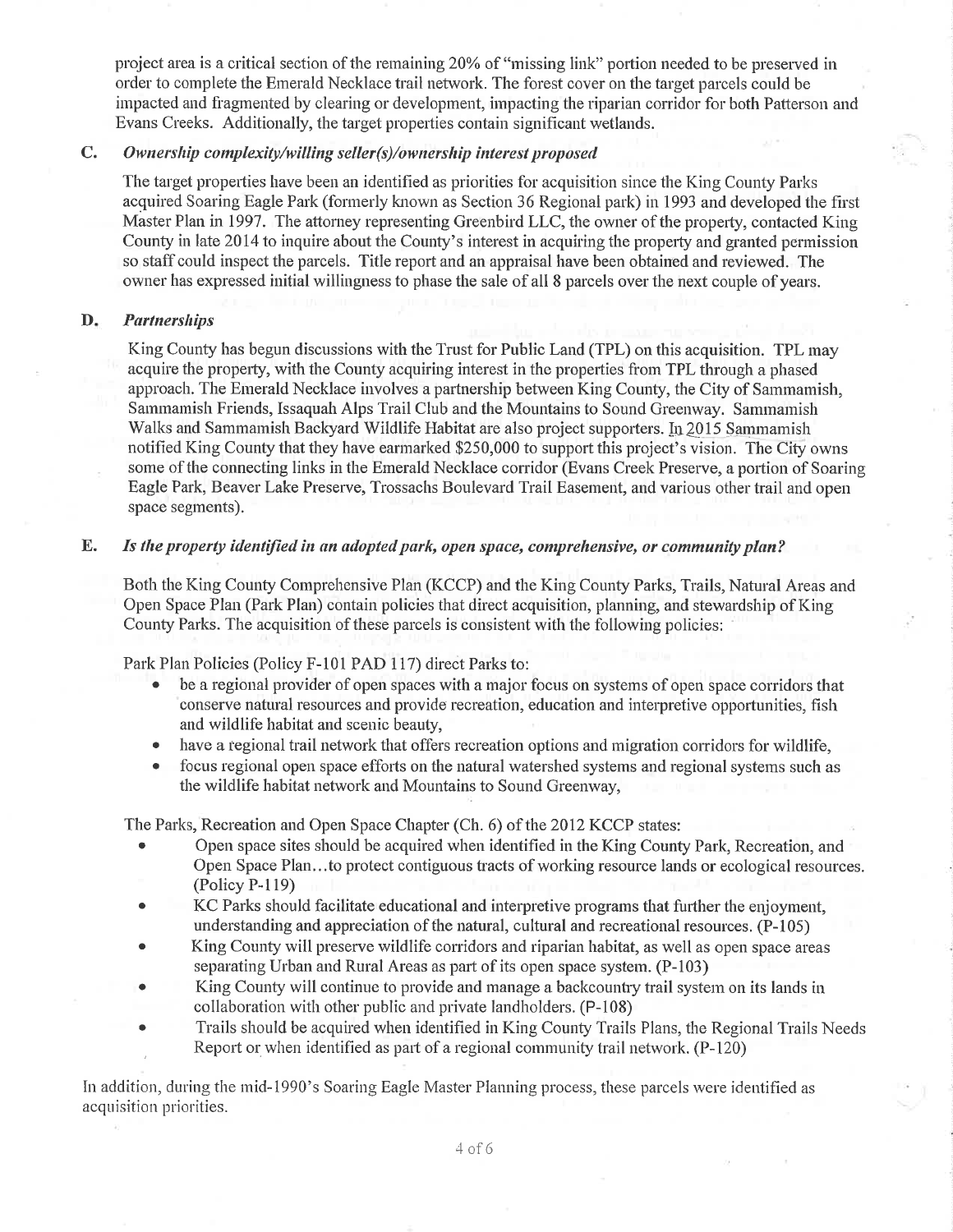project area is a critical section of the remaining 20% of "missing link" portion needed to be preserved in order to complete the Emerald Necklace trail network. The forest cover on the target parcels could be impacted and fragmented by clearing or development, impacting the riparian corridor for both Patterson and Evans Creeks. Additionally, the target properties contain significant wetlands.

**C. *Ownership complexity/willing seller(s)/ownership interest proposed***

The target properties have been an identified as priorities for acquisition since the King County Parks acquired Soaring Eagle Park (formerly known as Section 36 Regional park) in 1993 and developed the first Master Plan in 1997. The attorney representing Greenbird LLC, the owner of the property, contacted King County in late 2014 to inquire about the County's interest in acquiring the property and granted permission so staff could inspect the parcels. Title report and an appraisal have been obtained and reviewed. The owner has expressed initial willingness to phase the sale of all 8 parcels over the next couple of years.

**D. *Partnerships***

King County has begun discussions with the Trust for Public Land (TPL) on this acquisition. TPL may acquire the property, with the County acquiring interest in the properties from TPL through a phased approach. The Emerald Necklace involves a partnership between King County, the City of Sammamish, Sammamish Friends, Issaquah Alps Trail Club and the Mountains to Sound Greenway. Sammamish Walks and Sammamish Backyard Wildlife Habitat are also project supporters. In 2015 Sammamish notified King County that they have earmarked $250,000 to support this project's vision. The City owns some of the connecting links in the Emerald Necklace corridor (Evans Creek Preserve, a portion of Soaring Eagle Park, Beaver Lake Preserve, Trossachs Boulevard Trail Easement, and various other trail and open space segments).

**E. *Is the property identified in an adopted park, open space, comprehensive, or community plan?***

Both the King County Comprehensive Plan (KCCP) and the King County Parks, Trails, Natural Areas and Open Space Plan (Park Plan) contain policies that direct acquisition, planning, and stewardship of King County Parks. The acquisition of these parcels is consistent with the following policies:

Park Plan Policies (Policy F-101 PAD 117) direct Parks to:

- be a regional provider of open spaces with a major focus on systems of open space corridors that conserve natural resources and provide recreation, education and interpretive opportunities, fish and wildlife habitat and scenic beauty,
- have a regional trail network that offers recreation options and migration corridors for wildlife,
- focus regional open space efforts on the natural watershed systems and regional systems such as the wildlife habitat network and Mountains to Sound Greenway,

The Parks, Recreation and Open Space Chapter (Ch. 6) of the 2012 KCCP states:

- Open space sites should be acquired when identified in the King County Park, Recreation, and Open Space Plan…to protect contiguous tracts of working resource lands or ecological resources. (Policy P-119)
- KC Parks should facilitate educational and interpretive programs that further the enjoyment, understanding and appreciation of the natural, cultural and recreational resources. (P-105)
- King County will preserve wildlife corridors and riparian habitat, as well as open space areas separating Urban and Rural Areas as part of its open space system. (P-103)
- King County will continue to provide and manage a backcountry trail system on its lands in collaboration with other public and private landholders. (P-108)
- Trails should be acquired when identified in King County Trails Plans, the Regional Trails Needs Report or when identified as part of a regional community trail network. (P-120)

In addition, during the mid-1990's Soaring Eagle Master Planning process, these parcels were identified as acquisition priorities.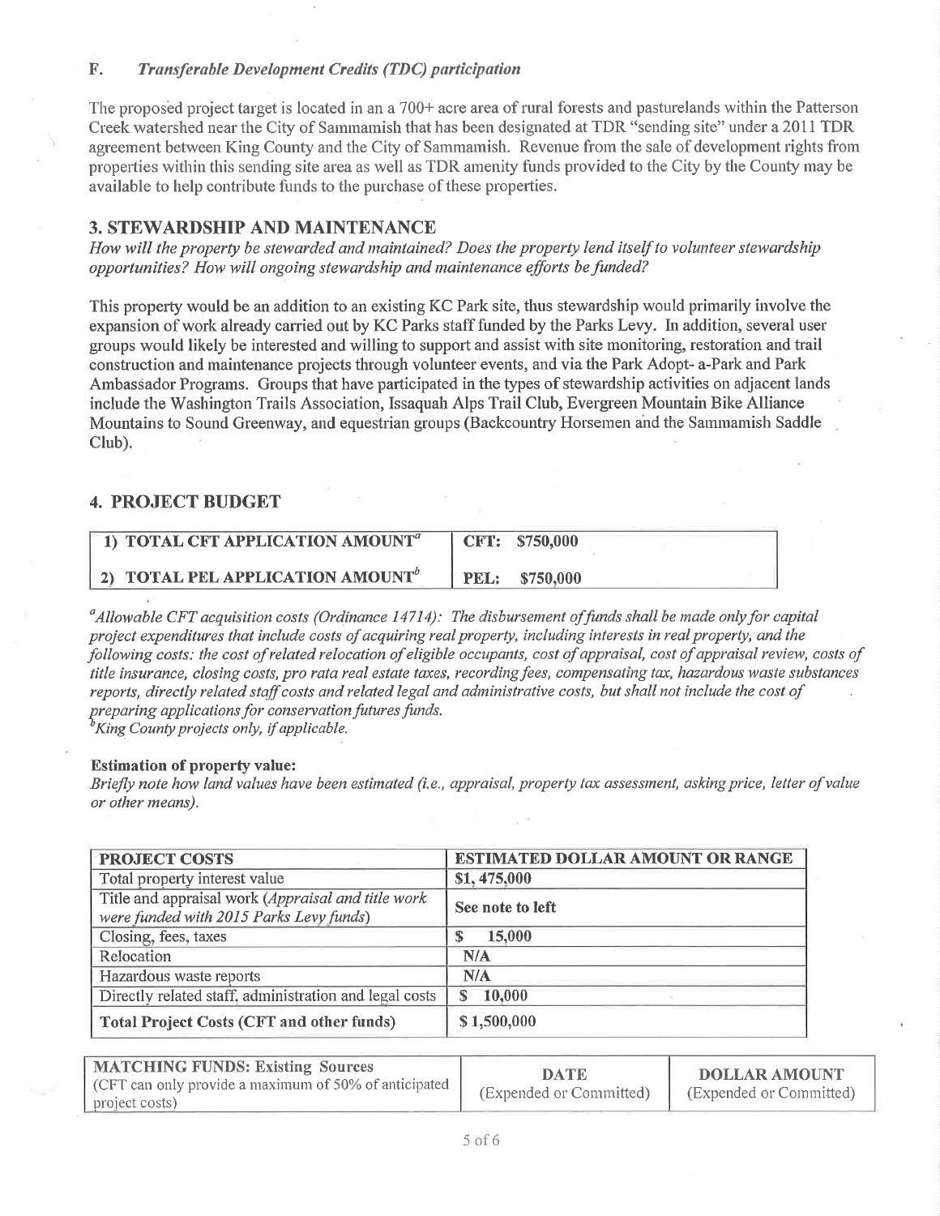### F. *Transferable Development Credits (TDC) participation*

The proposed project target is located in an a 700+ acre area of rural forests and pasturelands within the Patterson Creek watershed near the City of Sammamish that has been designated at TDR "sending site" under a 2011 TDR agreement between King County and the City of Sammamish. Revenue from the sale of development rights from properties within this sending site area as well as TDR amenity funds provided to the City by the County may be available to help contribute funds to the purchase of these properties.

## 3. STEWARDSHIP AND MAINTENANCE

*How will the property be stewarded and maintained? Does the property lend itself to volunteer stewardship opportunities? How will ongoing stewardship and maintenance efforts be funded?*

This property would be an addition to an existing KC Park site, thus stewardship would primarily involve the expansion of work already carried out by KC Parks staff funded by the Parks Levy. In addition, several user groups would likely be interested and willing to support and assist with site monitoring, restoration and trail construction and maintenance projects through volunteer events, and via the Park Adopt- a-Park and Park Ambassador Programs. Groups that have participated in the types of stewardship activities on adjacent lands include the Washington Trails Association, Issaquah Alps Trail Club, Evergreen Mountain Bike Alliance Mountains to Sound Greenway, and equestrian groups (Backcountry Horsemen and the Sammamish Saddle Club).

## 4. PROJECT BUDGET

| | |
|---|---|
| **1) TOTAL CFT APPLICATION AMOUNT[a]** | **CFT: $750,000** |
| **2) TOTAL PEL APPLICATION AMOUNT[b]** | **PEL: $750,000** |

[a]*Allowable CFT acquisition costs (Ordinance 14714): The disbursement of funds shall be made only for capital project expenditures that include costs of acquiring real property, including interests in real property, and the following costs: the cost of related relocation of eligible occupants, cost of appraisal, cost of appraisal review, costs of title insurance, closing costs, pro rata real estate taxes, recording fees, compensating tax, hazardous waste substances reports, directly related staff costs and related legal and administrative costs, but shall not include the cost of preparing applications for conservation futures funds.*

[b]*King County projects only, if applicable.*

**Estimation of property value:**

*Briefly note how land values have been estimated (i.e., appraisal, property tax assessment, asking price, letter of value or other means).*

| PROJECT COSTS | ESTIMATED DOLLAR AMOUNT OR RANGE |
|---|---|
| Total property interest value | $1, 475,000 |
| Title and appraisal work (*Appraisal and title work were funded with 2015 Parks Levy funds*) | See note to left |
| Closing, fees, taxes | $ 15,000 |
| Relocation | N/A |
| Hazardous waste reports | N/A |
| Directly related staff, administration and legal costs | $ 10,000 |
| **Total Project Costs (CFT and other funds)** | $ 1,500,000 |

| MATCHING FUNDS: Existing Sources (CFT can only provide a maximum of 50% of anticipated project costs) | DATE (Expended or Committed) | DOLLAR AMOUNT (Expended or Committed) |
|---|---|---|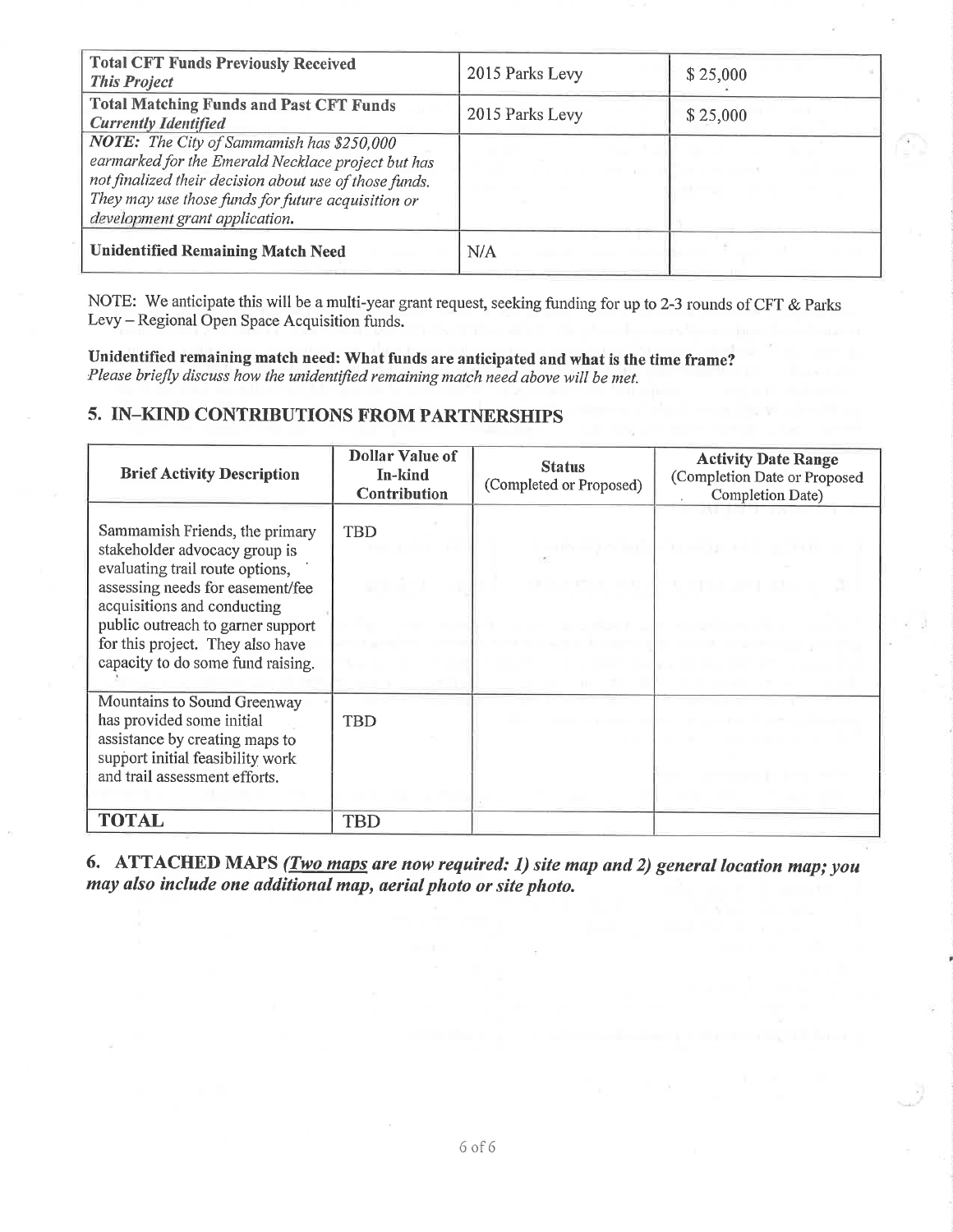| **Total CFT Funds Previously Received** *This Project* | 2015 Parks Levy | $ 25,000 |
|---|---|---|
| **Total Matching Funds and Past CFT Funds** *Currently Identified* | 2015 Parks Levy | $ 25,000 |
| ***NOTE:*** *The City of Sammamish has $250,000 earmarked for the Emerald Necklace project but has not finalized their decision about use of those funds. They may use those funds for future acquisition or development grant application.* | | |
| **Unidentified Remaining Match Need** | N/A | |

NOTE: We anticipate this will be a multi-year grant request, seeking funding for up to 2-3 rounds of CFT & Parks Levy – Regional Open Space Acquisition funds.

**Unidentified remaining match need: What funds are anticipated and what is the time frame?**
*Please briefly discuss how the unidentified remaining match need above will be met.*

## 5. IN–KIND CONTRIBUTIONS FROM PARTNERSHIPS

| Brief Activity Description | Dollar Value of In-kind Contribution | Status (Completed or Proposed) | Activity Date Range (Completion Date or Proposed Completion Date) |
|---|---|---|---|
| Sammamish Friends, the primary stakeholder advocacy group is evaluating trail route options, assessing needs for easement/fee acquisitions and conducting public outreach to garner support for this project. They also have capacity to do some fund raising. | TBD | | |
| Mountains to Sound Greenway has provided some initial assistance by creating maps to support initial feasibility work and trail assessment efforts. | TBD | | |
| **TOTAL** | TBD | | |

## 6. ATTACHED MAPS *(Two maps are now required: 1) site map and 2) general location map; you may also include one additional map, aerial photo or site photo.*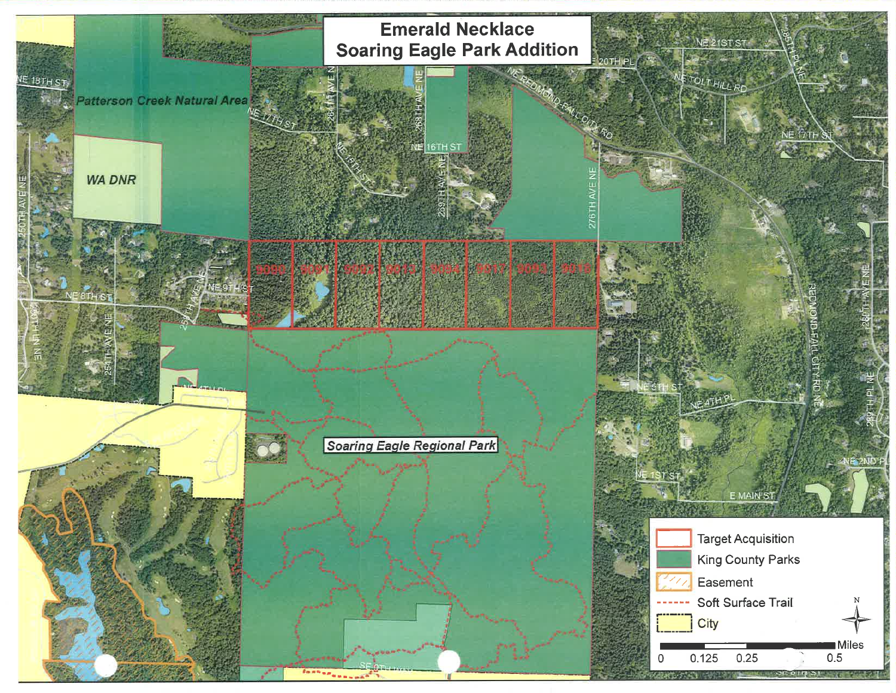# Emerald Necklace
# Soaring Eagle Park Addition

Patterson Creek Natural Area

WA DNR

Soaring Eagle Regional Park

9090 | 9091 | 9092 | 9013 | 9094 | 9017 | 9093 | 9016

NE 18TH ST, NE 17TH ST, 264TH AVE NE, 268TH AVE NE, NE 16TH ST, NE 15TH ST, 269TH AVE NE, NE 20TH PL, NE 21ST ST, NE TOLT HILL RD, NE REDMOND-FALL CITY RD, 276TH AVE NE, 285TH PL NE, NE 17TH ST, 250TH AVE NE, NE 9TH ST, NE 8TH ST, 254TH AVE NE, 259TH AVE NE, NE 5TH ST, NE 4TH PL, NE 1ST ST, E MAIN ST, REDMOND-FALL CITY RD NE, 286TH AVE NE, 289TH PL NE, NE 2ND PL, SE 8TH ST

**Legend**

- Target Acquisition
- King County Parks
- Easement
- Soft Surface Trail
- City

Miles: 0, 0.125, 0.25, 0.5

N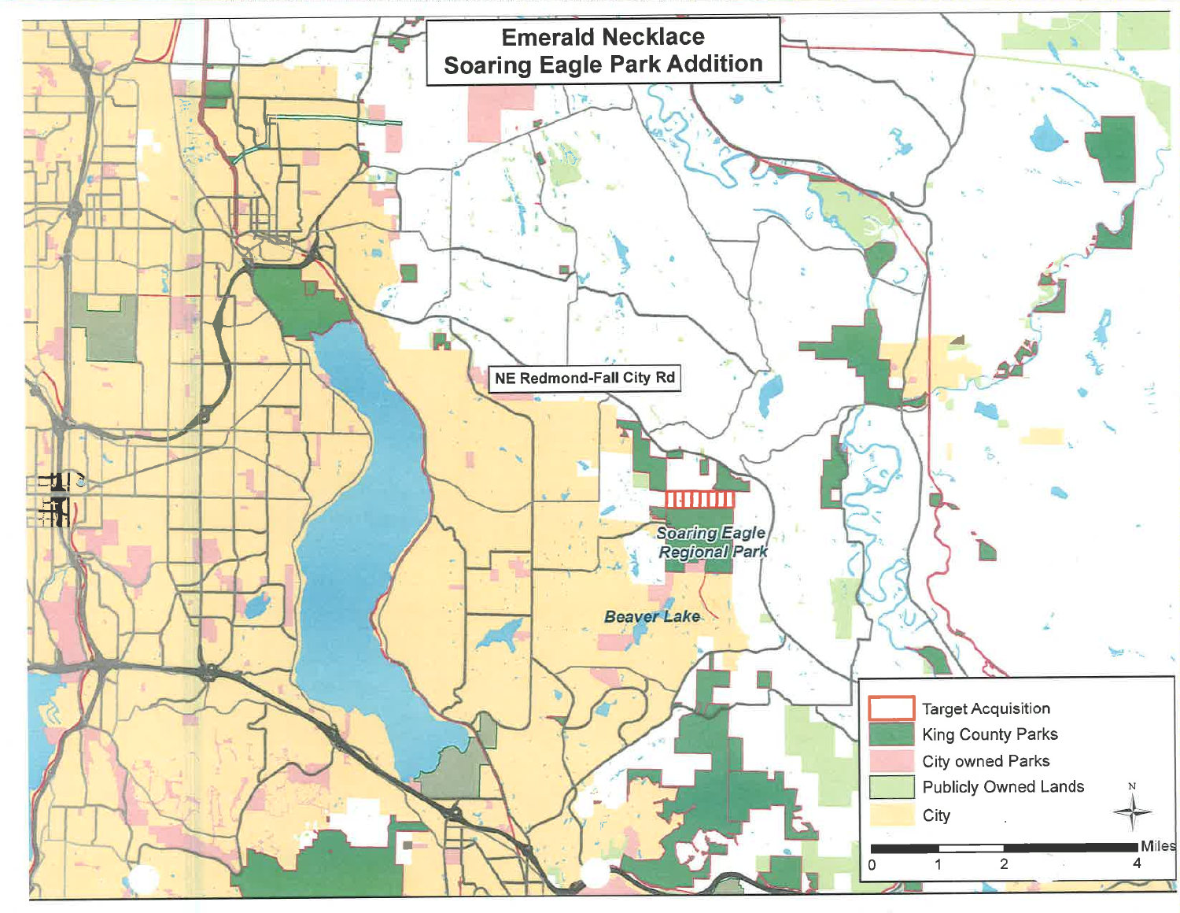# Emerald Necklace Soaring Eagle Park Addition

NE Redmond-Fall City Rd

Soaring Eagle Regional Park

Beaver Lake

Target Acquisition

King County Parks

City owned Parks

Publicly Owned Lands

City

N

Miles

0 1 2 4